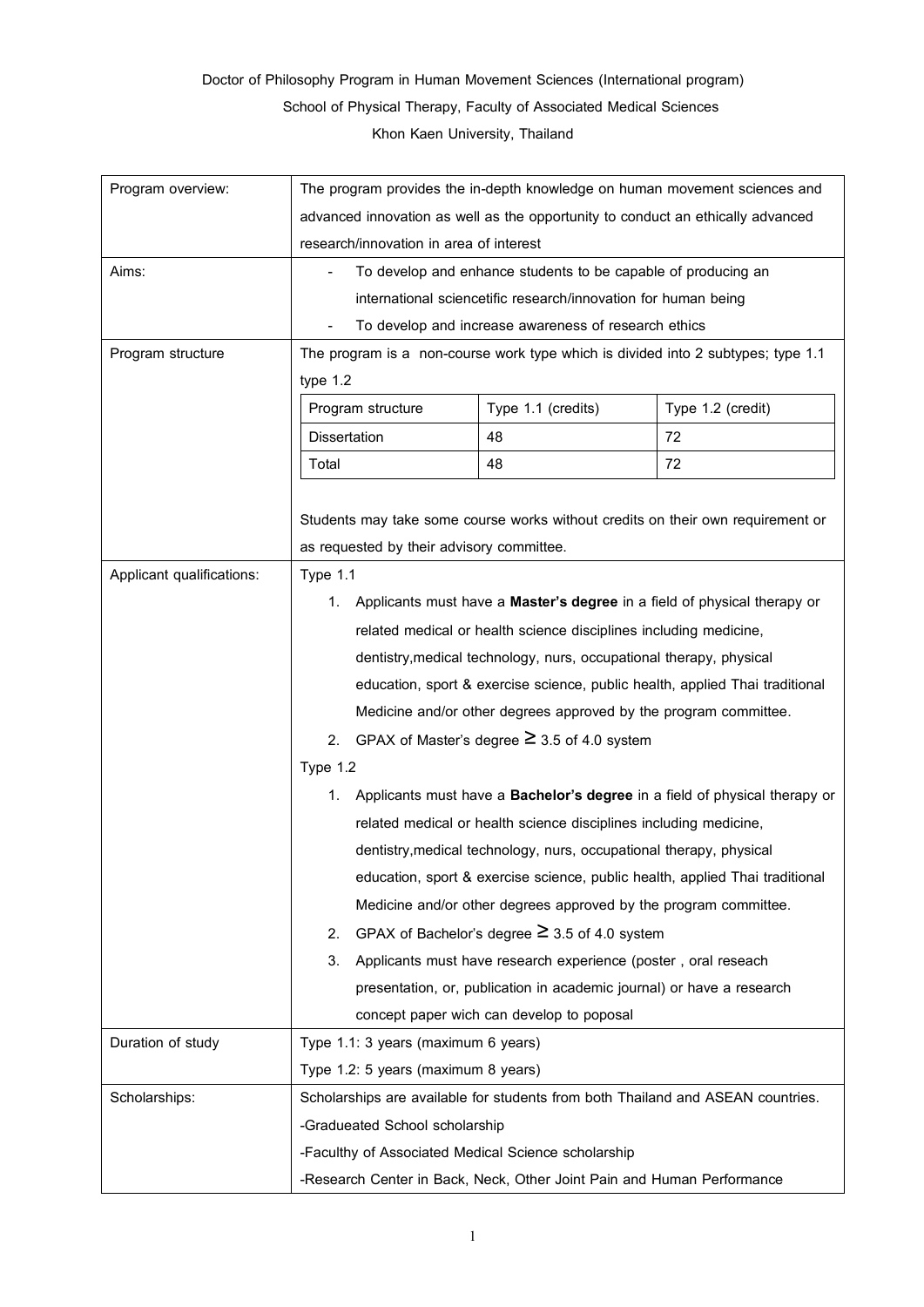Doctor of Philosophy Program in Human Movement Sciences (International program)

School of Physical Therapy, Faculty of Associated Medical Sciences

Khon Kaen University, Thailand

| | |
|---|---|
| Program overview: | The program provides the in-depth knowledge on human movement sciences and advanced innovation as well as the opportunity to conduct an ethically advanced research/innovation in area of interest |
| Aims: | - To develop and enhance students to be capable of producing an international sciencetific research/innovation for human being<br>- To develop and increase awareness of research ethics |
| Program structure | The program is a non-course work type which is divided into 2 subtypes; type 1.1 type 1.2<br><br>Program structure: Dissertation — Type 1.1 (credits): 48; Type 1.2 (credit): 72<br>Total — Type 1.1 (credits): 48; Type 1.2 (credit): 72<br><br>Students may take some course works without credits on their own requirement or as requested by their advisory committee. |
| Applicant qualifications: | Type 1.1<br>1. Applicants must have a **Master's degree** in a field of physical therapy or related medical or health science disciplines including medicine, dentistry,medical technology, nurs, occupational therapy, physical education, sport & exercise science, public health, applied Thai traditional Medicine and/or other degrees approved by the program committee.<br>2. GPAX of Master's degree ≥ 3.5 of 4.0 system<br>Type 1.2<br>1. Applicants must have a **Bachelor's degree** in a field of physical therapy or related medical or health science disciplines including medicine, dentistry,medical technology, nurs, occupational therapy, physical education, sport & exercise science, public health, applied Thai traditional Medicine and/or other degrees approved by the program committee.<br>2. GPAX of Bachelor's degree ≥ 3.5 of 4.0 system<br>3. Applicants must have research experience (poster , oral reseach presentation, or, publication in academic journal) or have a research concept paper wich can develop to poposal |
| Duration of study | Type 1.1: 3 years (maximum 6 years)<br>Type 1.2: 5 years (maximum 8 years) |
| Scholarships: | Scholarships are available for students from both Thailand and ASEAN countries.<br>-Gradueated School scholarship<br>-Faculthy of Associated Medical Science scholarship<br>-Research Center in Back, Neck, Other Joint Pain and Human Performance |

| Program structure | Type 1.1 (credits) | Type 1.2 (credit) |
|---|---|---|
| Dissertation | 48 | 72 |
| Total | 48 | 72 |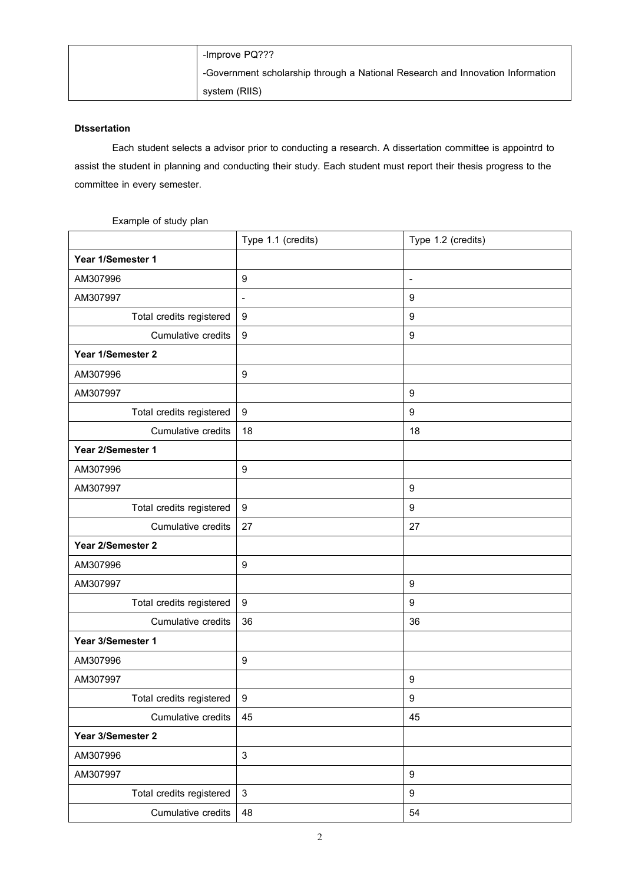| | -Improve PQ???<br>-Government scholarship through a National Research and Innovation Information system (RIIS) |
|---|---|

**Dtssertation**

Each student selects a advisor prior to conducting a research. A dissertation committee is appointrd to assist the student in planning and conducting their study. Each student must report their thesis progress to the committee in every semester.

Example of study plan

| | Type 1.1 (credits) | Type 1.2 (credits) |
|---|---|---|
| **Year 1/Semester 1** | | |
| AM307996 | 9 | - |
| AM307997 | - | 9 |
| Total credits registered | 9 | 9 |
| Cumulative credits | 9 | 9 |
| **Year 1/Semester 2** | | |
| AM307996 | 9 | |
| AM307997 | | 9 |
| Total credits registered | 9 | 9 |
| Cumulative credits | 18 | 18 |
| **Year 2/Semester 1** | | |
| AM307996 | 9 | |
| AM307997 | | 9 |
| Total credits registered | 9 | 9 |
| Cumulative credits | 27 | 27 |
| **Year 2/Semester 2** | | |
| AM307996 | 9 | |
| AM307997 | | 9 |
| Total credits registered | 9 | 9 |
| Cumulative credits | 36 | 36 |
| **Year 3/Semester 1** | | |
| AM307996 | 9 | |
| AM307997 | | 9 |
| Total credits registered | 9 | 9 |
| Cumulative credits | 45 | 45 |
| **Year 3/Semester 2** | | |
| AM307996 | 3 | |
| AM307997 | | 9 |
| Total credits registered | 3 | 9 |
| Cumulative credits | 48 | 54 |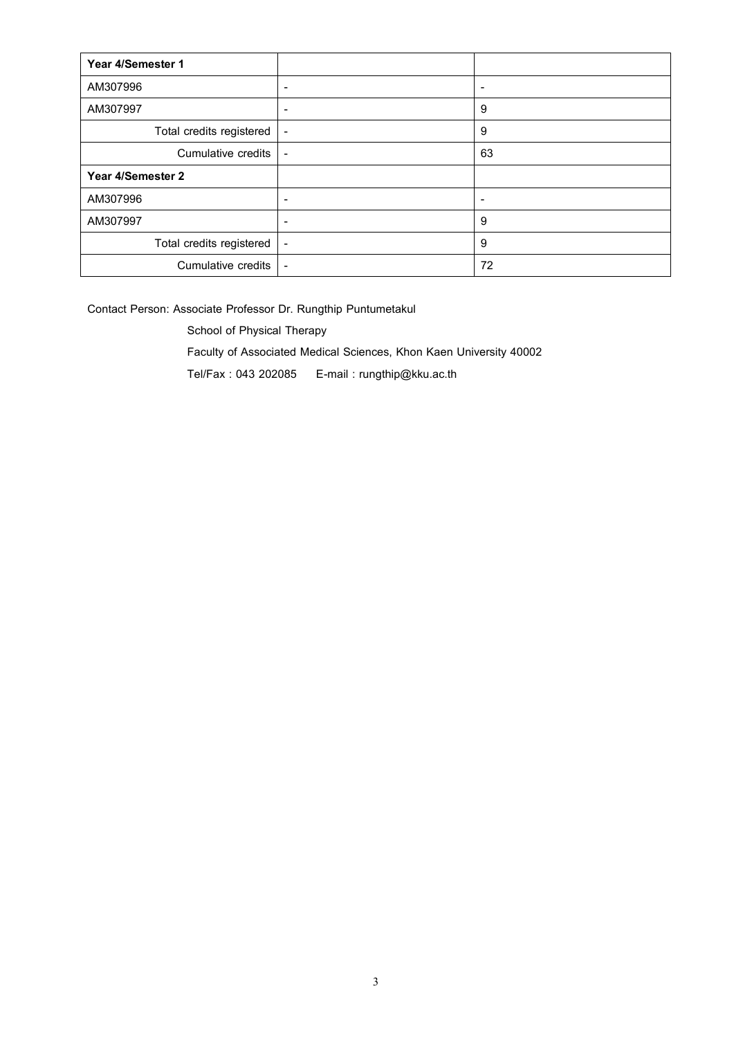| | | |
|---|---|---|
| **Year 4/Semester 1** | | |
| AM307996 | - | - |
| AM307997 | - | 9 |
| Total credits registered | - | 9 |
| Cumulative credits | - | 63 |
| **Year 4/Semester 2** | | |
| AM307996 | - | - |
| AM307997 | - | 9 |
| Total credits registered | - | 9 |
| Cumulative credits | - | 72 |

Contact Person: Associate Professor Dr. Rungthip Puntumetakul

School of Physical Therapy

Faculty of Associated Medical Sciences, Khon Kaen University 40002

Tel/Fax : 043 202085 E-mail : rungthip@kku.ac.th